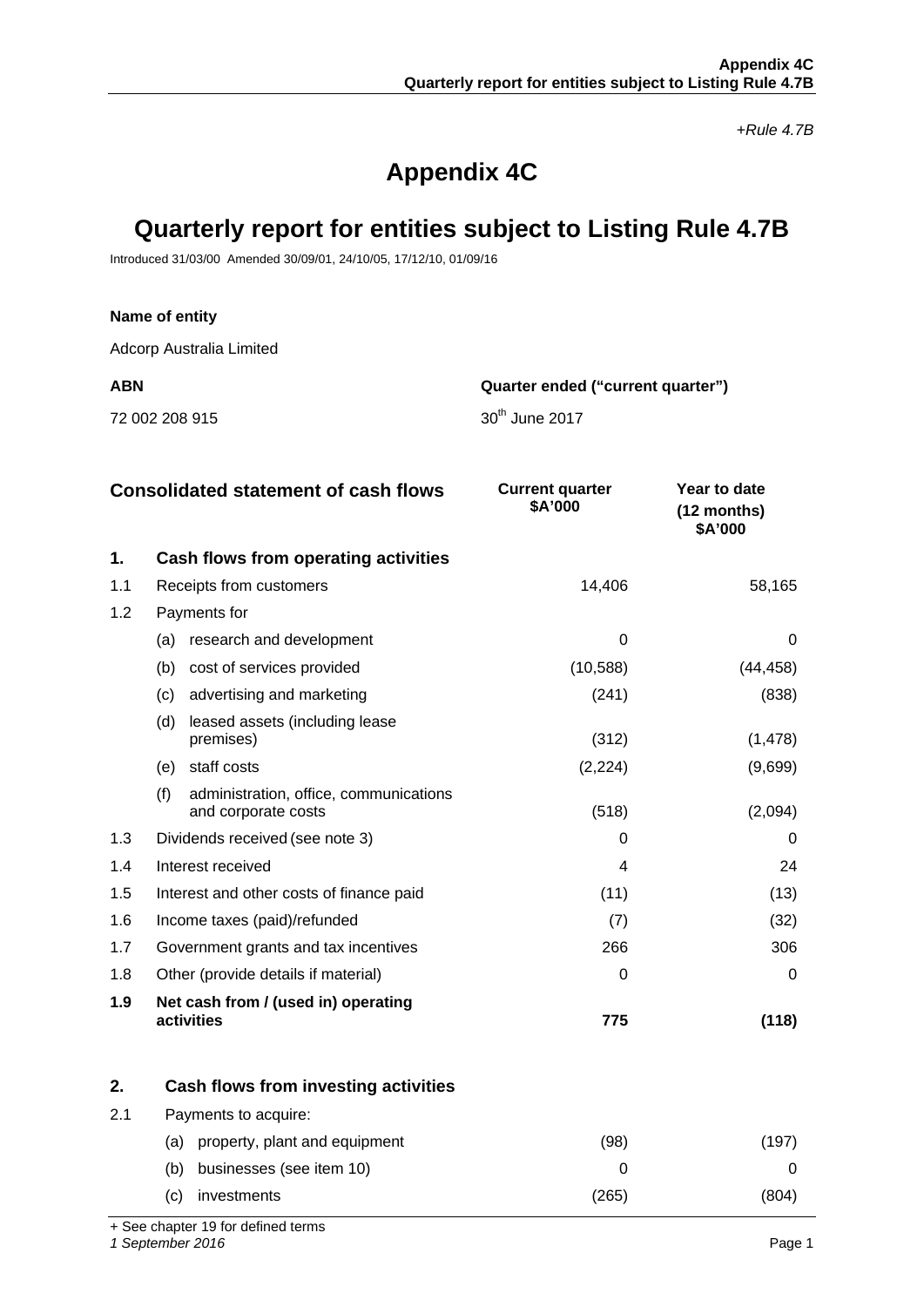*+Rule 4.7B*

# Appendix 4C

# Quarterly report for entities subject to Listing Rule 4.7B

Introduced 31/03/00 Amended 30/09/01, 24/10/05, 17/12/10, 01/09/16

**Name of entity**

Adcorp Australia Limited

| **ABN** | **Quarter ended ("current quarter")** |
|---|---|
| 72 002 208 915 | 30th June 2017 |

| **Consolidated statement of cash flows** | | **Current quarter $A'000** | **Year to date (12 months) $A'000** |
|---|---|---|---|
| **1.** | **Cash flows from operating activities** | | |
| 1.1 | Receipts from customers | 14,406 | 58,165 |
| 1.2 | Payments for | | |
| | (a) research and development | 0 | 0 |
| | (b) cost of services provided | (10,588) | (44,458) |
| | (c) advertising and marketing | (241) | (838) |
| | (d) leased assets (including lease premises) | (312) | (1,478) |
| | (e) staff costs | (2,224) | (9,699) |
| | (f) administration, office, communications and corporate costs | (518) | (2,094) |
| 1.3 | Dividends received (see note 3) | 0 | 0 |
| 1.4 | Interest received | 4 | 24 |
| 1.5 | Interest and other costs of finance paid | (11) | (13) |
| 1.6 | Income taxes (paid)/refunded | (7) | (32) |
| 1.7 | Government grants and tax incentives | 266 | 306 |
| 1.8 | Other (provide details if material) | 0 | 0 |
| **1.9** | **Net cash from / (used in) operating activities** | **775** | **(118)** |
| | | | |
| **2.** | **Cash flows from investing activities** | | |
| 2.1 | Payments to acquire: | | |
| | (a) property, plant and equipment | (98) | (197) |
| | (b) businesses (see item 10) | 0 | 0 |
| | (c) investments | (265) | (804) |

+ See chapter 19 for defined terms

*1 September 2016*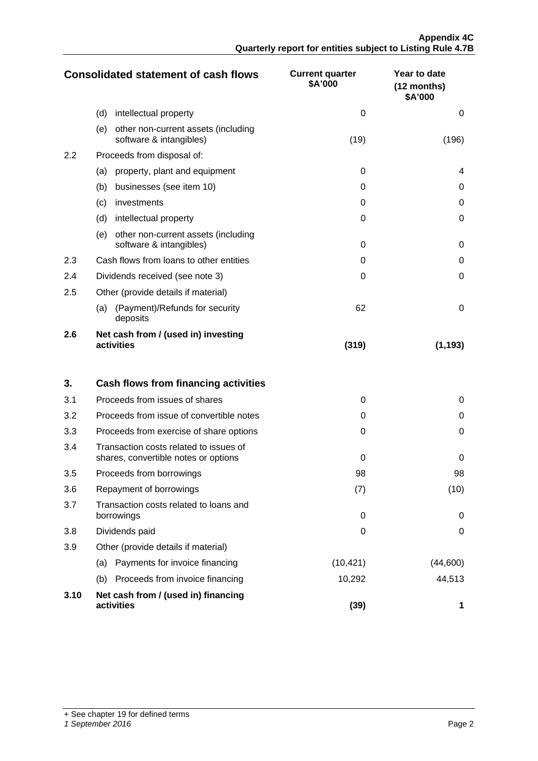| Consolidated statement of cash flows | | Current quarter $A'000 | Year to date (12 months) $A'000 |
|---|---|---|---|
| | (d) intellectual property | 0 | 0 |
| | (e) other non-current assets (including software & intangibles) | (19) | (196) |
| 2.2 | Proceeds from disposal of: | | |
| | (a) property, plant and equipment | 0 | 4 |
| | (b) businesses (see item 10) | 0 | 0 |
| | (c) investments | 0 | 0 |
| | (d) intellectual property | 0 | 0 |
| | (e) other non-current assets (including software & intangibles) | 0 | 0 |
| 2.3 | Cash flows from loans to other entities | 0 | 0 |
| 2.4 | Dividends received (see note 3) | 0 | 0 |
| 2.5 | Other (provide details if material) | | |
| | (a) (Payment)/Refunds for security deposits | 62 | 0 |
| **2.6** | **Net cash from / (used in) investing activities** | **(319)** | **(1,193)** |
| | | | |
| **3.** | **Cash flows from financing activities** | | |
| 3.1 | Proceeds from issues of shares | 0 | 0 |
| 3.2 | Proceeds from issue of convertible notes | 0 | 0 |
| 3.3 | Proceeds from exercise of share options | 0 | 0 |
| 3.4 | Transaction costs related to issues of shares, convertible notes or options | 0 | 0 |
| 3.5 | Proceeds from borrowings | 98 | 98 |
| 3.6 | Repayment of borrowings | (7) | (10) |
| 3.7 | Transaction costs related to loans and borrowings | 0 | 0 |
| 3.8 | Dividends paid | 0 | 0 |
| 3.9 | Other (provide details if material) | | |
| | (a) Payments for invoice financing | (10,421) | (44,600) |
| | (b) Proceeds from invoice financing | 10,292 | 44,513 |
| **3.10** | **Net cash from / (used in) financing activities** | **(39)** | **1** |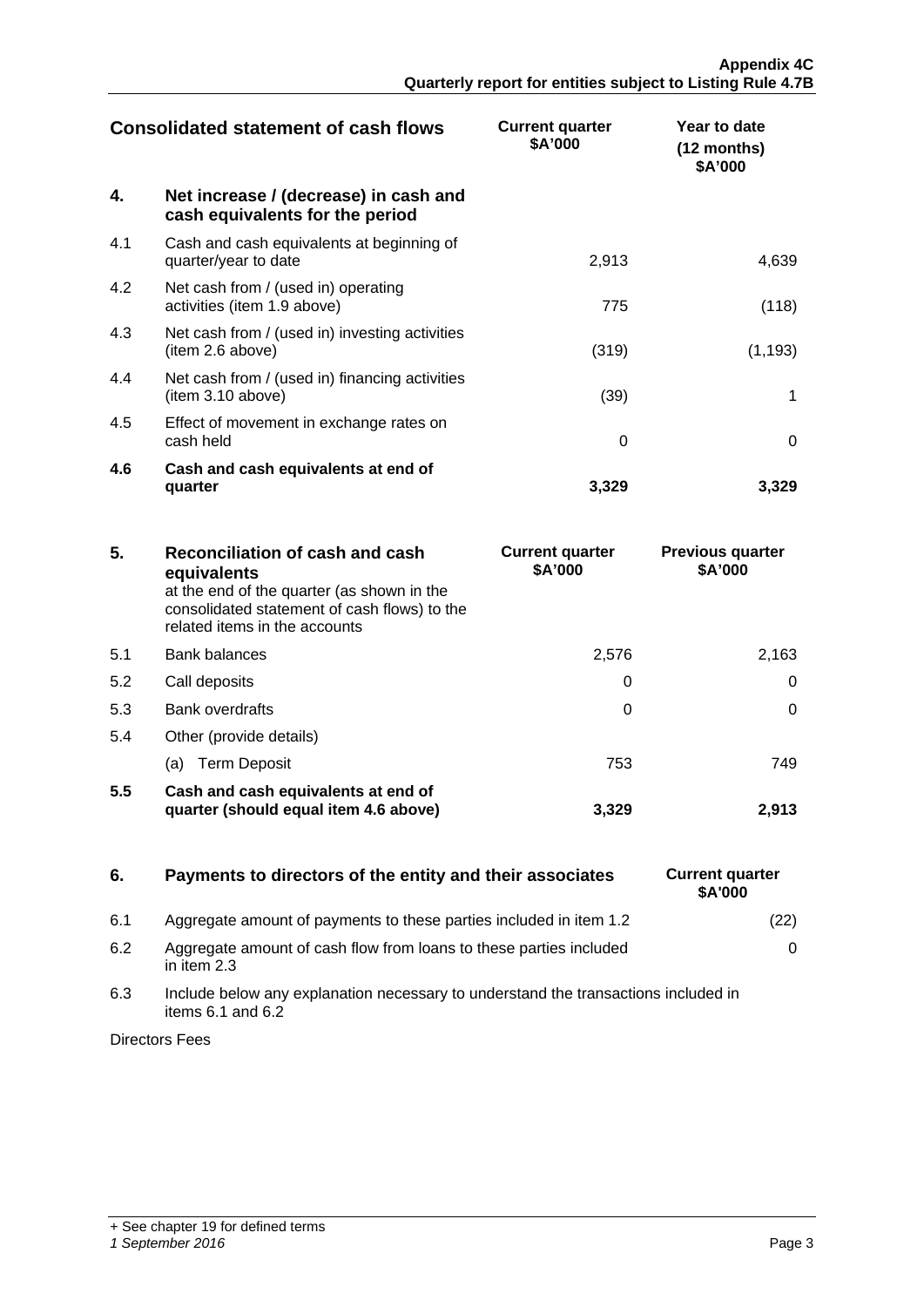| Consolidated statement of cash flows | | Current quarter $A'000 | Year to date (12 months) $A'000 |
|---|---|---|---|
| **4.** | **Net increase / (decrease) in cash and cash equivalents for the period** | | |
| 4.1 | Cash and cash equivalents at beginning of quarter/year to date | 2,913 | 4,639 |
| 4.2 | Net cash from / (used in) operating activities (item 1.9 above) | 775 | (118) |
| 4.3 | Net cash from / (used in) investing activities (item 2.6 above) | (319) | (1,193) |
| 4.4 | Net cash from / (used in) financing activities (item 3.10 above) | (39) | 1 |
| 4.5 | Effect of movement in exchange rates on cash held | 0 | 0 |
| **4.6** | **Cash and cash equivalents at end of quarter** | **3,329** | **3,329** |

| 5. | **Reconciliation of cash and cash equivalents** at the end of the quarter (as shown in the consolidated statement of cash flows) to the related items in the accounts | Current quarter $A'000 | Previous quarter $A'000 |
|---|---|---|---|
| 5.1 | Bank balances | 2,576 | 2,163 |
| 5.2 | Call deposits | 0 | 0 |
| 5.3 | Bank overdrafts | 0 | 0 |
| 5.4 | Other (provide details) | | |
| | (a) Term Deposit | 753 | 749 |
| **5.5** | **Cash and cash equivalents at end of quarter (should equal item 4.6 above)** | **3,329** | **2,913** |

| 6. | **Payments to directors of the entity and their associates** | Current quarter $A'000 |
|---|---|---|
| 6.1 | Aggregate amount of payments to these parties included in item 1.2 | (22) |
| 6.2 | Aggregate amount of cash flow from loans to these parties included in item 2.3 | 0 |
| 6.3 | Include below any explanation necessary to understand the transactions included in items 6.1 and 6.2 | |

Directors Fees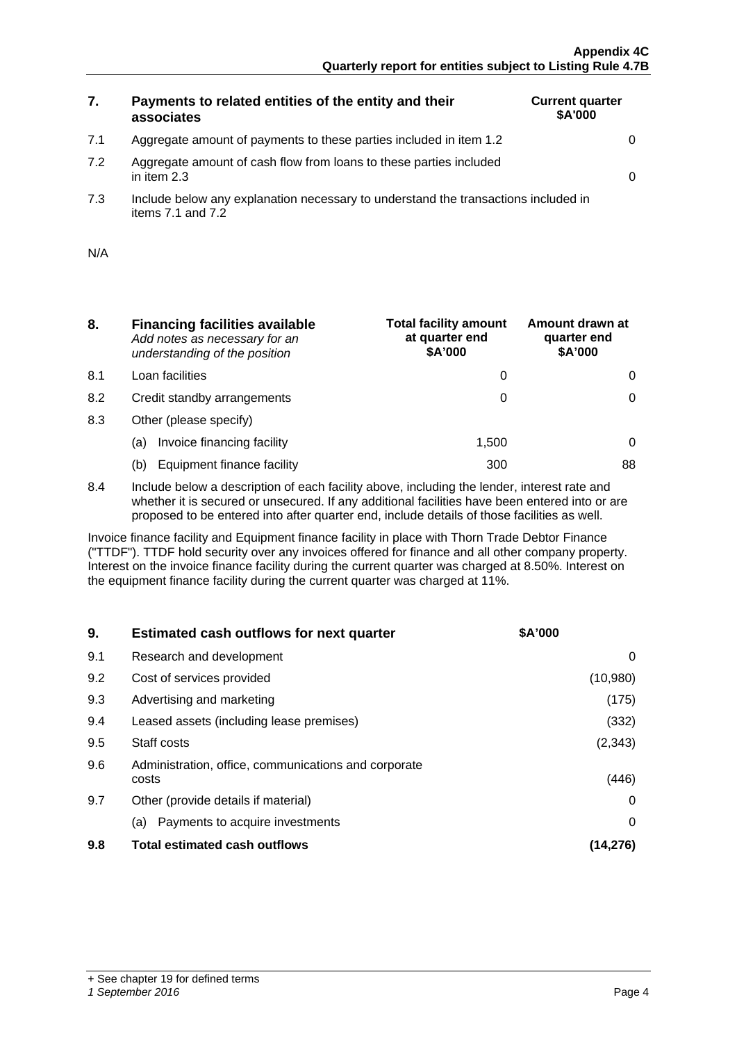| 7. | Payments to related entities of the entity and their associates | Current quarter $A'000 |
|---|---|---|
| 7.1 | Aggregate amount of payments to these parties included in item 1.2 | 0 |
| 7.2 | Aggregate amount of cash flow from loans to these parties included in item 2.3 | 0 |
| 7.3 | Include below any explanation necessary to understand the transactions included in items 7.1 and 7.2 | |

N/A

| 8. | Financing facilities available *Add notes as necessary for an understanding of the position* | Total facility amount at quarter end $A'000 | Amount drawn at quarter end $A'000 |
|---|---|---|---|
| 8.1 | Loan facilities | 0 | 0 |
| 8.2 | Credit standby arrangements | 0 | 0 |
| 8.3 | Other (please specify) | | |
| | (a) Invoice financing facility | 1,500 | 0 |
| | (b) Equipment finance facility | 300 | 88 |

8.4 Include below a description of each facility above, including the lender, interest rate and whether it is secured or unsecured. If any additional facilities have been entered into or are proposed to be entered into after quarter end, include details of those facilities as well.

Invoice finance facility and Equipment finance facility in place with Thorn Trade Debtor Finance ("TTDF"). TTDF hold security over any invoices offered for finance and all other company property. Interest on the invoice finance facility during the current quarter was charged at 8.50%. Interest on the equipment finance facility during the current quarter was charged at 11%.

| 9. | Estimated cash outflows for next quarter | $A'000 |
|---|---|---|
| 9.1 | Research and development | 0 |
| 9.2 | Cost of services provided | (10,980) |
| 9.3 | Advertising and marketing | (175) |
| 9.4 | Leased assets (including lease premises) | (332) |
| 9.5 | Staff costs | (2,343) |
| 9.6 | Administration, office, communications and corporate costs | (446) |
| 9.7 | Other (provide details if material) | 0 |
| | (a) Payments to acquire investments | 0 |
| **9.8** | **Total estimated cash outflows** | **(14,276)** |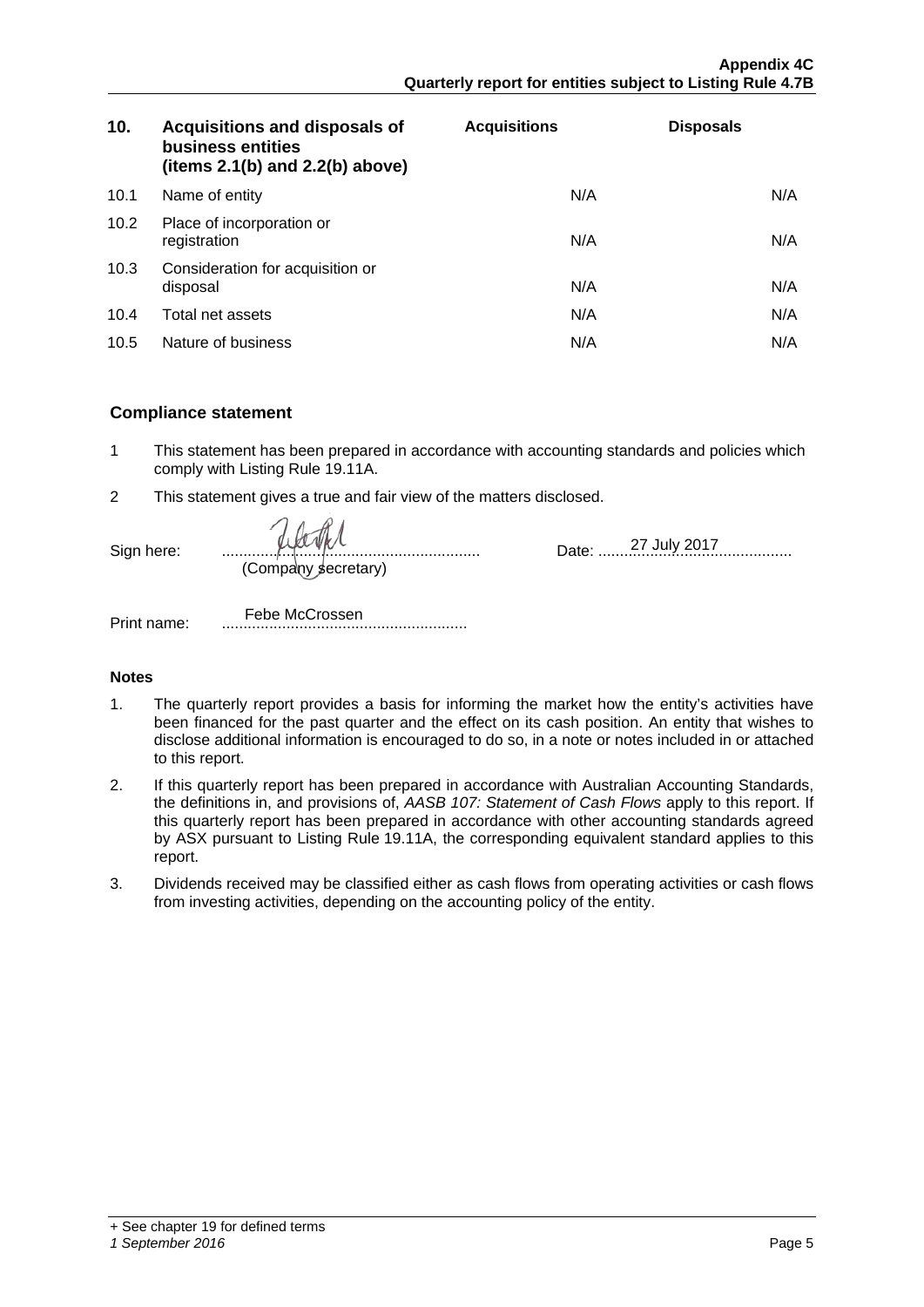| 10. | Acquisitions and disposals of business entities (items 2.1(b) and 2.2(b) above) | Acquisitions | Disposals |
|---|---|---|---|
| 10.1 | Name of entity | N/A | N/A |
| 10.2 | Place of incorporation or registration | N/A | N/A |
| 10.3 | Consideration for acquisition or disposal | N/A | N/A |
| 10.4 | Total net assets | N/A | N/A |
| 10.5 | Nature of business | N/A | N/A |

## Compliance statement

1. This statement has been prepared in accordance with accounting standards and policies which comply with Listing Rule 19.11A.
2. This statement gives a true and fair view of the matters disclosed.

Sign here: ............................................................ (Company secretary)

Date: 27 July 2017

Print name: Febe McCrossen

### Notes

1. The quarterly report provides a basis for informing the market how the entity's activities have been financed for the past quarter and the effect on its cash position. An entity that wishes to disclose additional information is encouraged to do so, in a note or notes included in or attached to this report.
2. If this quarterly report has been prepared in accordance with Australian Accounting Standards, the definitions in, and provisions of, *AASB 107: Statement of Cash Flows* apply to this report. If this quarterly report has been prepared in accordance with other accounting standards agreed by ASX pursuant to Listing Rule 19.11A, the corresponding equivalent standard applies to this report.
3. Dividends received may be classified either as cash flows from operating activities or cash flows from investing activities, depending on the accounting policy of the entity.